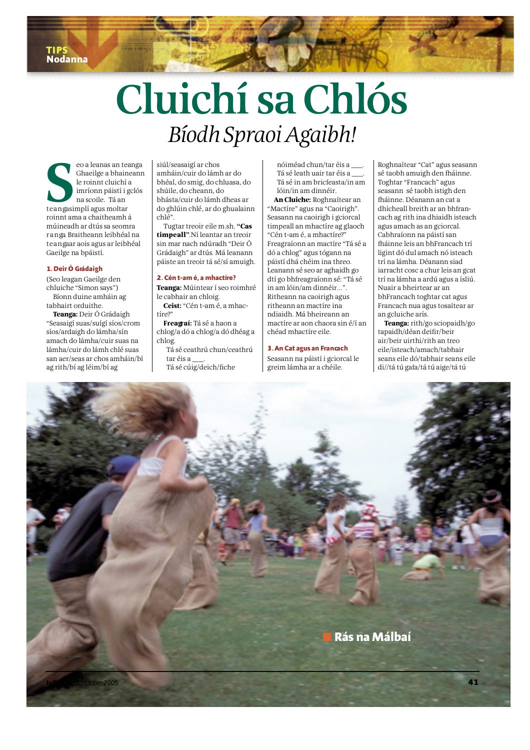# Cluichí sa Chlós

*Bíodh Spraoi Agaibh!*

Seo a leanas an teanga Ghaeilge a bhaineann le roinnt cluichí a imríonn páistí i gclós na scoile. Tá an teangasimplí agus moltar roinnt ama a chaitheamh á múineadh ar dtús sa seomra ranga. Braitheann leibhéal na teangaar aois agus ar leibhéal Gaeilge na bpáistí.

### 1. Deir Ó Grádaigh

(Seo leagan Gaeilge den chluiche "Simon says")

Bíonn duine amháin ag tabhairt orduithe.

**Teanga:** Deir Ó Grádaigh "Seasaigí suas/suígí síos/crom síos/ardaigh do lámha/sín amach do lámha/cuir suas na lámha/cuir do lámh chlé suas san aer/seas ar chos amháin/bí ag rith/bí ag léim/bí ag siúl/seasaigí ar chos amháin/cuir do lámh ar do bhéal, do smig, do chluasa, do shúile, do cheann, do bhásta/cuir do lámh dheas ar do ghlúin chlé, ar do ghualainn chlé".

Tugtar treoir eile m.sh. **"Cas timpeall"**. Ní leantar an treoir sin mar nach ndúradh "Deir Ó Grádaigh" ar dtús. Má leanann páiste an treoir tá sé/sí amuigh.

### 2. Cén t-am é, a mhactíre?

**Teanga:** Múintear í seo roimhré le cabhair an chloig.

**Ceist:** "Cén t-am é, a mhactíre?"

**Freagraí:** Tá sé a haon a chlog/a dó a chlog/a dó dhéag a chlog.

Tá sé ceathrú chun/ceathrú tar éis a ___.
Tá sé cúig/deich/fiche nóiméad chun/tar éis a ___.
Tá sé leath uair tar éis a ___.
Tá sé in am bricfeasta/in am lóin/in am dinnéir.

**An Cluiche:** Roghnaítear an "Mactíre" agus na "Caoirigh". Seasann na caoirigh i gciorcal timpeall an mhactíre ag glaoch "Cén t-am é, a mhactíre?" Freagraíonn an mactíre "Tá sé a dó a chlog" agus tógann na páistí dhá chéim ina threo. Leanann sé seo ar aghaidh go dtí go bhfreagraíonn sé: "Tá sé in am lóin/am dinnéir...". Ritheann na caoirigh agus ritheann an mactíre ina ndiaidh. Má bheireann an mactíre ar aon chaora sin é/í an chéad mhactíre eile.

### 3. An Cat agus an Francach

Seasann na páistí i gciorcal le greim lámha ar a chéile. Roghnaítear "Cat" agus seasann sé taobh amuigh den fháinne. Toghtar "Francach" agus seasann sé taobh istigh den fháinne. Déanann an cat a dhícheall breith ar an bhFrancach ag rith ina dhiaidh isteach agus amach as an gciorcal. Cabhraíonn na páistí san fháinne leis an bhFrancach trí ligint dó dul amach nó isteach trí na lámha. Déanann siad iarracht cosc a chur leis an gcat trí na lámha a ardú agus a ísliú. Nuair a bheirtear ar an bhFrancach toghtar cat agus Francach nua agus tosaítear ar an gcluiche arís.

**Teanga:** rith/go sciopaidh/go tapaidh/déan deifir/beir air/beir uirthi/rith an treo eile/isteach/amach/tabhair seans eile dó/tabhair seans eile di//tá tú gafa/tá tú aige/tá tú

Rás na Málbaí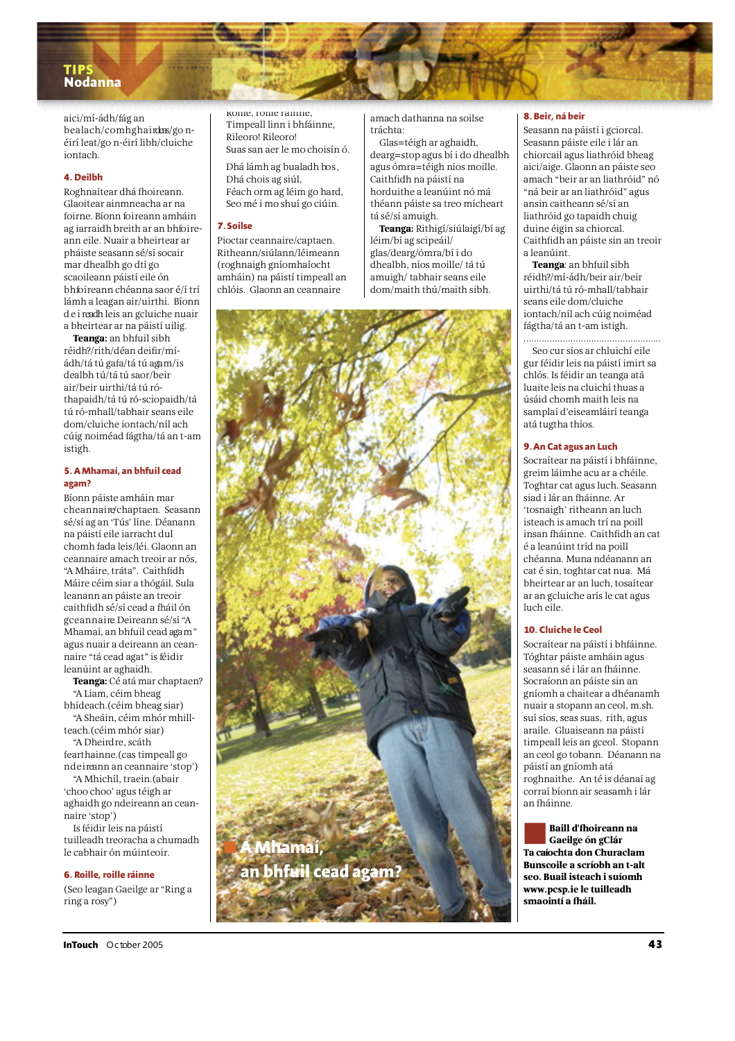aici/mí-ádh/fág an bealach/comhghairdeas/go n-éirí leat/go n-éirí libh/cluiche iontach.

**4. Deilbh**

Roghnaítear dhá fhoireann. Glaoitear ainmneacha ar na foirne. Bíonn foireann amháin ag iarraidh breith ar an bhfoireann eile. Nuair a bheirtear ar pháiste seasann sé/sí socair mar dhealbh go dtí go scaoileann páistí eile ón bhfoireann chéanna saor é/í trí lámh a leagan air/uirthi. Bíonn deireadh leis an gcluiche nuair a bheirtear ar na páistí uilig.

**Teanga:** an bhfuil sibh réidh?/rith/déan deifir/mí-ádh/tá tú gafa/tá tú agam/is dealbh tú/tá tú saor/beir air/beir uirthi/tá tú ró-thapaidh/tá tú ró-sciopaidh/tá tú ró-mhall/tabhair seans eile dom/cluiche iontach/níl ach cúig noiméad fágtha/tá an t-am istigh.

**5. A Mhamaí, an bhfuil cead agam?**

Bíonn páiste amháin mar cheannaire/chaptaen. Seasann sé/sí ag an 'Tús' líne. Déanann na páistí eile iarracht dul chomh fada leis/léi. Glaonn an ceannaire amach treoir ar nós, "A Mháire, tráta". Caithfidh Máire céim siar a thógáil. Sula leanann an páiste an treoir caithfidh sé/sí cead a fháil ón gceannaire. Deireann sé/sí "A Mhamaí, an bhfuil cead agam" agus nuair a deireann an ceannaire "tá cead agat" is féidir leanúint ar aghaidh.

**Teanga:** Cé atá mar chaptaen?
"A Liam, céim bheag bhídeach.(céim bheag siar)
"A Sheáin, céim mhór mhillteach.(céim mhór siar)
"A Dheirdre, scáth fearthainne.(cas timpeall go ndeireann an ceannaire 'stop')
"A Mhichíl, traein.(abair 'choo choo' agus téigh ar aghaidh go ndeireann an ceannaire 'stop')

Is féidir leis na páistí tuilleadh treoracha a chumadh le cabhair ón múinteoir.

**6. Roille, roille ráinne**

(Seo leagan Gaeilge ar "Ring a ring a rosy")

Roille, roille ráinne,
Timpeall linn i bhfáinne,
Rileoro! Rileoro!
Suas san aer le mo choisín ó.

Dhá lámh ag bualadh bos,
Dhá chois ag siúl,
Féach orm ag léim go hard,
Seo mé i mo shuí go ciúin.

**7. Soilse**

Pioctar ceannaire/captaen. Ritheann/siúlann/léimeann (roghnaigh gníomhaíocht amháin) na páistí timpeall an chlóis. Glaonn an ceannaire amach dathanna na soilse tráchta:

Glas=téigh ar aghaidh, dearg=stop agus bí i do dhealbh agus ómra=téigh níos moille. Caithfidh na páistí na horduithe a leanúint nó má théann páiste sa treo mícheart tá sé/sí amuigh.

**Teanga:** Rithigí/siúlaigí/bí ag léim/bí ag scipeáil/ glas/dearg/ómra/bí i do dhealbh, níos moille/ tá tú amuigh/ tabhair seans eile dom/maith thú/maith sibh.

A Mhamaí, an bhfuil cead agam?

**8. Beir, ná beir**

Seasann na páistí i gciorcal. Seasann páiste eile i lár an chiorcail agus liathróid bheag aici/aige. Glaonn an páiste seo amach "beir ar an liathróid" nó "ná beir ar an liathróid" agus ansin caitheann sé/sí an liathróid go tapaidh chuig duine éigin sa chiorcal. Caithfidh an páiste sin an treoir a leanúint.

**Teanga**: an bhfuil sibh réidh?/mí-ádh/beir air/beir uirthi/tá tú ró-mhall/tabhair seans eile dom/cluiche iontach/níl ach cúig noiméad fágtha/tá an t-am istigh.

Seo cur síos ar chluichí eile gur féidir leis na páistí imirt sa chlós. Is féidir an teanga atá luaite leis na cluichí thuas a úsáid chomh maith leis na samplaí d'eiseamláirí teanga atá tugtha thíos.

**9. An Cat agus an Luch**

Socraítear na páistí i bhfáinne, greim láimhe acu ar a chéile. Toghtar cat agus luch. Seasann siad i lár an fháinne. Ar 'tosnaigh' ritheann an luch isteach is amach trí na poill insan fháinne. Caithfidh an cat é a leanúint tríd na poill chéanna. Muna ndéanann an cat é sin, toghtar cat nua. Má bheirtear ar an luch, tosaítear ar an gcluiche arís le cat agus luch eile.

**10. Cluiche le Ceol**

Socraítear na páistí i bhfáinne. Tóghtar páiste amháin agus seasann sé i lár an fháinne. Socraíonn an páiste sin an gníomh a chaitear a dhéanamh nuair a stopann an ceol, m.sh. suí síos, seas suas, rith, agus araile. Gluaiseann na páistí timpeall leis an gceol. Stopann an ceol go tobann. Déanann na páistí an gníomh atá roghnaithe. An té is déanaí ag corraí bíonn air seasamh i lár an fháinne.

**Baill d'fhoireann na Gaeilge ón gClár**
**Ta caíochta don Churaclam Bunscoile a scríobh an t-alt seo. Buail isteach i suíomh www.pcsp.ie le tuilleadh smaointí a fháil.**